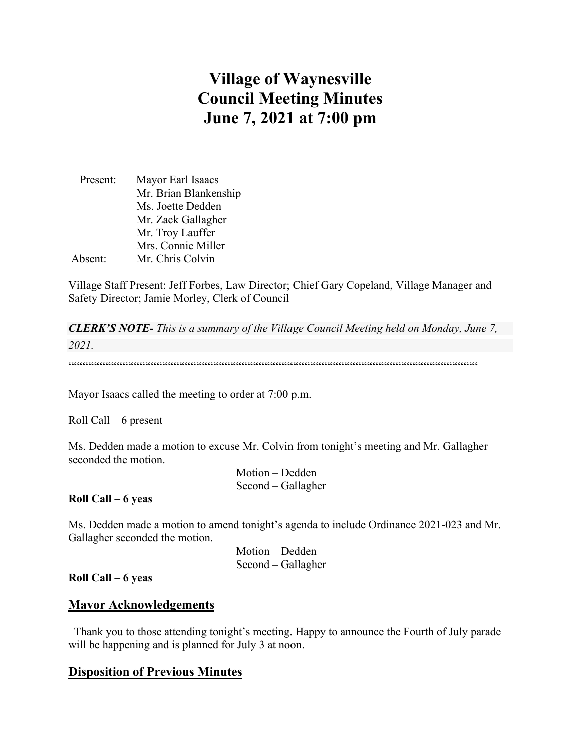# Village of Waynesville Council Meeting Minutes June 7, 2021 at 7:00 pm

Present: Mayor Earl Isaacs
Mr. Brian Blankenship
Ms. Joette Dedden
Mr. Zack Gallagher
Mr. Troy Lauffer
Mrs. Connie Miller

Absent: Mr. Chris Colvin

Village Staff Present: Jeff Forbes, Law Director; Chief Gary Copeland, Village Manager and Safety Director; Jamie Morley, Clerk of Council

***CLERK'S NOTE-*** *This is a summary of the Village Council Meeting held on Monday, June 7, 2021.*

""""""""""""""""""""""""""""""""""""""""""""""""""""""""""""""""""""""""""""""""""""""""""""""""""""""""""""""""""""""""""""

Mayor Isaacs called the meeting to order at 7:00 p.m.

Roll Call – 6 present

Ms. Dedden made a motion to excuse Mr. Colvin from tonight's meeting and Mr. Gallagher seconded the motion.

Motion – Dedden
Second – Gallagher

**Roll Call – 6 yeas**

Ms. Dedden made a motion to amend tonight's agenda to include Ordinance 2021-023 and Mr. Gallagher seconded the motion.

Motion – Dedden
Second – Gallagher

**Roll Call – 6 yeas**

## Mayor Acknowledgements

Thank you to those attending tonight's meeting. Happy to announce the Fourth of July parade will be happening and is planned for July 3 at noon.

## Disposition of Previous Minutes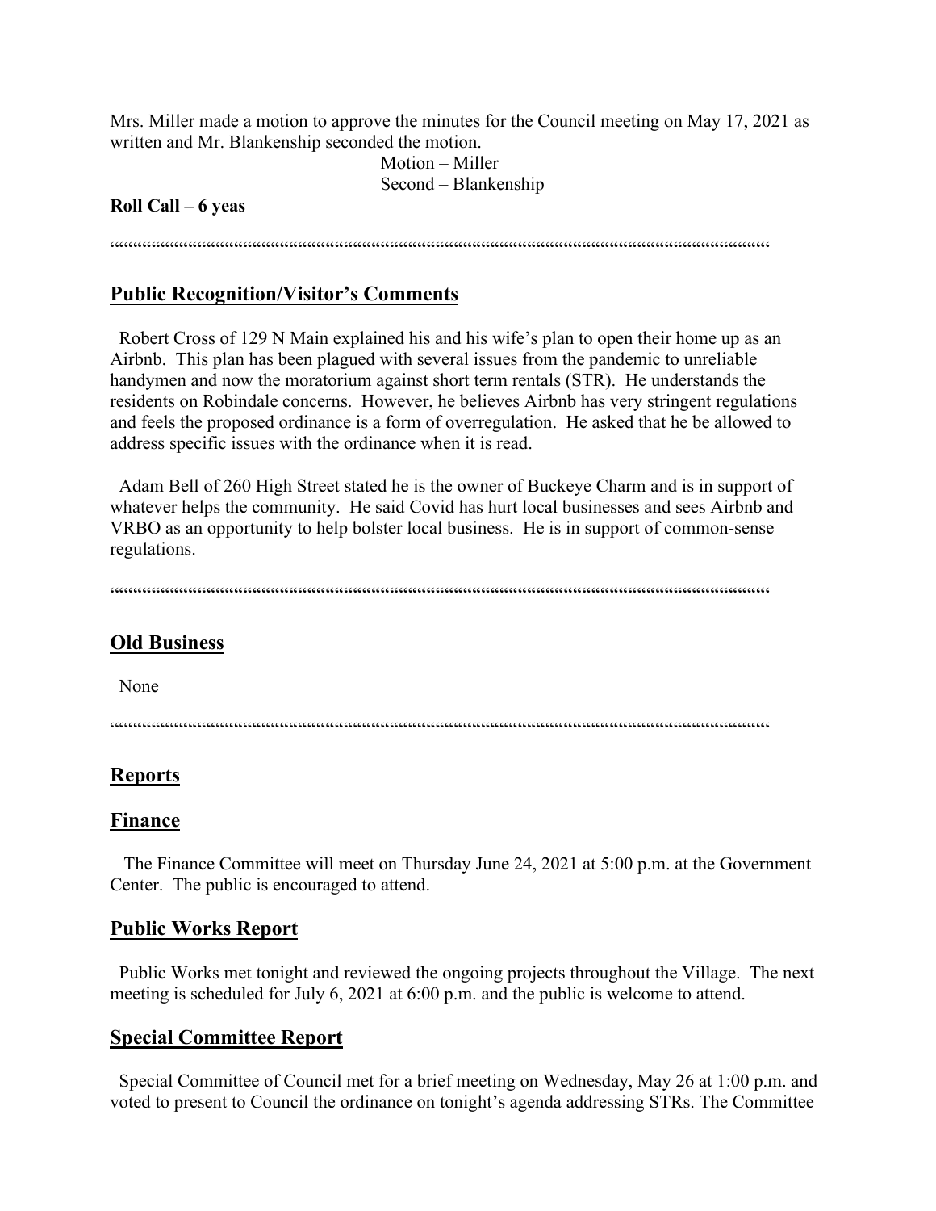Mrs. Miller made a motion to approve the minutes for the Council meeting on May 17, 2021 as written and Mr. Blankenship seconded the motion.

Motion – Miller
Second – Blankenship

**Roll Call – 6 yeas**

""""""""""""""""""""""""""""""""""""""""""""""""""""""""""""""""""""""""""""""""

## Public Recognition/Visitor's Comments

Robert Cross of 129 N Main explained his and his wife's plan to open their home up as an Airbnb. This plan has been plagued with several issues from the pandemic to unreliable handymen and now the moratorium against short term rentals (STR). He understands the residents on Robindale concerns. However, he believes Airbnb has very stringent regulations and feels the proposed ordinance is a form of overregulation. He asked that he be allowed to address specific issues with the ordinance when it is read.

Adam Bell of 260 High Street stated he is the owner of Buckeye Charm and is in support of whatever helps the community. He said Covid has hurt local businesses and sees Airbnb and VRBO as an opportunity to help bolster local business. He is in support of common-sense regulations.

""""""""""""""""""""""""""""""""""""""""""""""""""""""""""""""""""""""""""""""""

## Old Business

None

""""""""""""""""""""""""""""""""""""""""""""""""""""""""""""""""""""""""""""""""

## Reports

## Finance

The Finance Committee will meet on Thursday June 24, 2021 at 5:00 p.m. at the Government Center. The public is encouraged to attend.

## Public Works Report

Public Works met tonight and reviewed the ongoing projects throughout the Village. The next meeting is scheduled for July 6, 2021 at 6:00 p.m. and the public is welcome to attend.

## Special Committee Report

Special Committee of Council met for a brief meeting on Wednesday, May 26 at 1:00 p.m. and voted to present to Council the ordinance on tonight's agenda addressing STRs. The Committee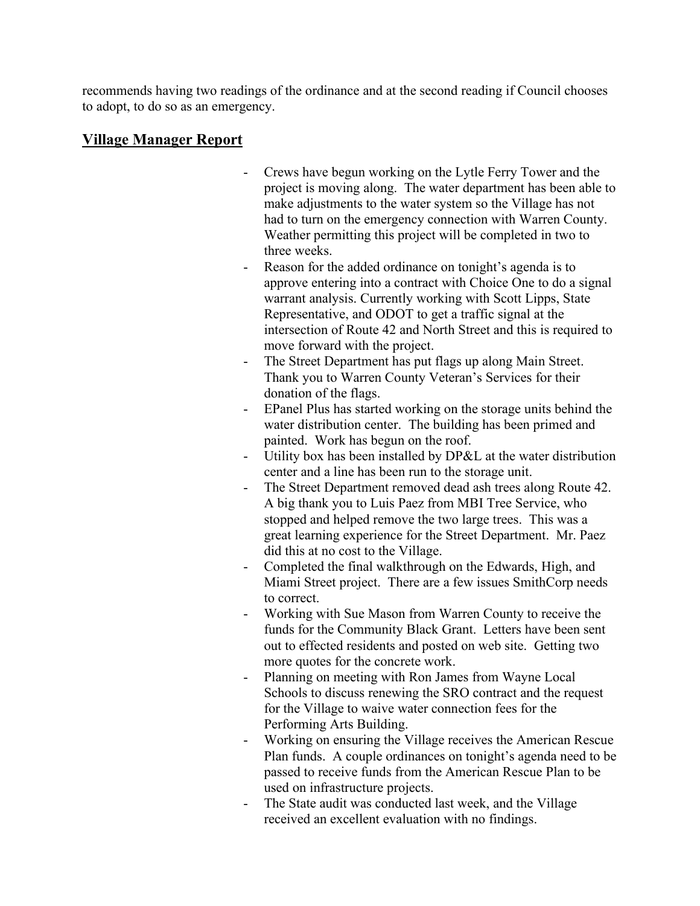recommends having two readings of the ordinance and at the second reading if Council chooses to adopt, to do so as an emergency.

## Village Manager Report

- Crews have begun working on the Lytle Ferry Tower and the project is moving along. The water department has been able to make adjustments to the water system so the Village has not had to turn on the emergency connection with Warren County. Weather permitting this project will be completed in two to three weeks.
- Reason for the added ordinance on tonight's agenda is to approve entering into a contract with Choice One to do a signal warrant analysis. Currently working with Scott Lipps, State Representative, and ODOT to get a traffic signal at the intersection of Route 42 and North Street and this is required to move forward with the project.
- The Street Department has put flags up along Main Street. Thank you to Warren County Veteran's Services for their donation of the flags.
- EPanel Plus has started working on the storage units behind the water distribution center. The building has been primed and painted. Work has begun on the roof.
- Utility box has been installed by DP&L at the water distribution center and a line has been run to the storage unit.
- The Street Department removed dead ash trees along Route 42. A big thank you to Luis Paez from MBI Tree Service, who stopped and helped remove the two large trees. This was a great learning experience for the Street Department. Mr. Paez did this at no cost to the Village.
- Completed the final walkthrough on the Edwards, High, and Miami Street project. There are a few issues SmithCorp needs to correct.
- Working with Sue Mason from Warren County to receive the funds for the Community Black Grant. Letters have been sent out to effected residents and posted on web site. Getting two more quotes for the concrete work.
- Planning on meeting with Ron James from Wayne Local Schools to discuss renewing the SRO contract and the request for the Village to waive water connection fees for the Performing Arts Building.
- Working on ensuring the Village receives the American Rescue Plan funds. A couple ordinances on tonight's agenda need to be passed to receive funds from the American Rescue Plan to be used on infrastructure projects.
- The State audit was conducted last week, and the Village received an excellent evaluation with no findings.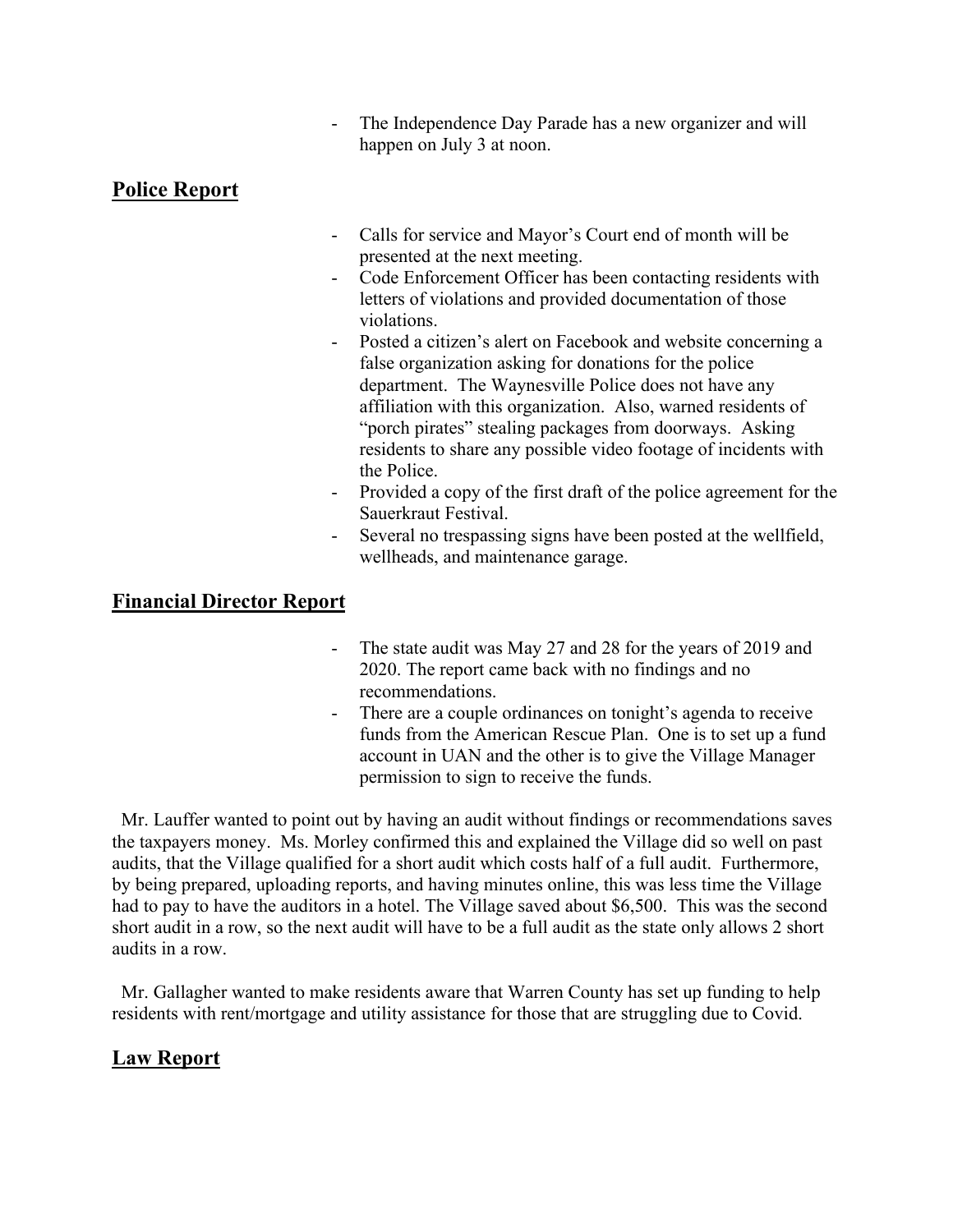- The Independence Day Parade has a new organizer and will happen on July 3 at noon.

## Police Report

- Calls for service and Mayor's Court end of month will be presented at the next meeting.
- Code Enforcement Officer has been contacting residents with letters of violations and provided documentation of those violations.
- Posted a citizen's alert on Facebook and website concerning a false organization asking for donations for the police department. The Waynesville Police does not have any affiliation with this organization. Also, warned residents of "porch pirates" stealing packages from doorways. Asking residents to share any possible video footage of incidents with the Police.
- Provided a copy of the first draft of the police agreement for the Sauerkraut Festival.
- Several no trespassing signs have been posted at the wellfield, wellheads, and maintenance garage.

## Financial Director Report

- The state audit was May 27 and 28 for the years of 2019 and 2020. The report came back with no findings and no recommendations.
- There are a couple ordinances on tonight's agenda to receive funds from the American Rescue Plan. One is to set up a fund account in UAN and the other is to give the Village Manager permission to sign to receive the funds.

Mr. Lauffer wanted to point out by having an audit without findings or recommendations saves the taxpayers money. Ms. Morley confirmed this and explained the Village did so well on past audits, that the Village qualified for a short audit which costs half of a full audit. Furthermore, by being prepared, uploading reports, and having minutes online, this was less time the Village had to pay to have the auditors in a hotel. The Village saved about $6,500. This was the second short audit in a row, so the next audit will have to be a full audit as the state only allows 2 short audits in a row.

Mr. Gallagher wanted to make residents aware that Warren County has set up funding to help residents with rent/mortgage and utility assistance for those that are struggling due to Covid.

## Law Report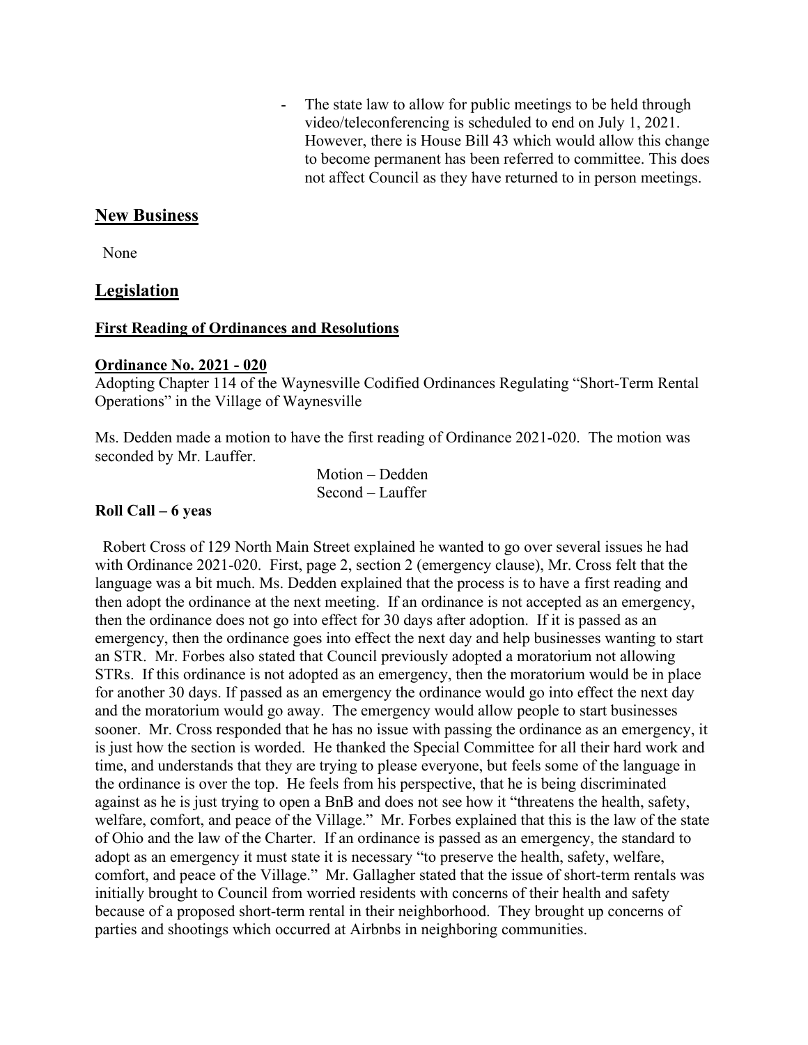- The state law to allow for public meetings to be held through video/teleconferencing is scheduled to end on July 1, 2021. However, there is House Bill 43 which would allow this change to become permanent has been referred to committee. This does not affect Council as they have returned to in person meetings.

## New Business

None

## Legislation

### First Reading of Ordinances and Resolutions

**Ordinance No. 2021 - 020**

Adopting Chapter 114 of the Waynesville Codified Ordinances Regulating "Short-Term Rental Operations" in the Village of Waynesville

Ms. Dedden made a motion to have the first reading of Ordinance 2021-020. The motion was seconded by Mr. Lauffer.

Motion – Dedden
Second – Lauffer

**Roll Call – 6 yeas**

Robert Cross of 129 North Main Street explained he wanted to go over several issues he had with Ordinance 2021-020. First, page 2, section 2 (emergency clause), Mr. Cross felt that the language was a bit much. Ms. Dedden explained that the process is to have a first reading and then adopt the ordinance at the next meeting. If an ordinance is not accepted as an emergency, then the ordinance does not go into effect for 30 days after adoption. If it is passed as an emergency, then the ordinance goes into effect the next day and help businesses wanting to start an STR. Mr. Forbes also stated that Council previously adopted a moratorium not allowing STRs. If this ordinance is not adopted as an emergency, then the moratorium would be in place for another 30 days. If passed as an emergency the ordinance would go into effect the next day and the moratorium would go away. The emergency would allow people to start businesses sooner. Mr. Cross responded that he has no issue with passing the ordinance as an emergency, it is just how the section is worded. He thanked the Special Committee for all their hard work and time, and understands that they are trying to please everyone, but feels some of the language in the ordinance is over the top. He feels from his perspective, that he is being discriminated against as he is just trying to open a BnB and does not see how it "threatens the health, safety, welfare, comfort, and peace of the Village." Mr. Forbes explained that this is the law of the state of Ohio and the law of the Charter. If an ordinance is passed as an emergency, the standard to adopt as an emergency it must state it is necessary "to preserve the health, safety, welfare, comfort, and peace of the Village." Mr. Gallagher stated that the issue of short-term rentals was initially brought to Council from worried residents with concerns of their health and safety because of a proposed short-term rental in their neighborhood. They brought up concerns of parties and shootings which occurred at Airbnbs in neighboring communities.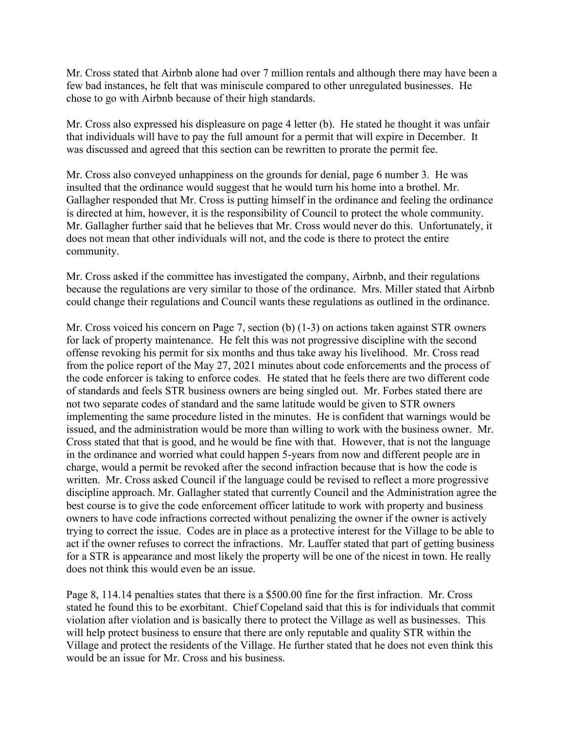Mr. Cross stated that Airbnb alone had over 7 million rentals and although there may have been a few bad instances, he felt that was miniscule compared to other unregulated businesses. He chose to go with Airbnb because of their high standards.

Mr. Cross also expressed his displeasure on page 4 letter (b). He stated he thought it was unfair that individuals will have to pay the full amount for a permit that will expire in December. It was discussed and agreed that this section can be rewritten to prorate the permit fee.

Mr. Cross also conveyed unhappiness on the grounds for denial, page 6 number 3. He was insulted that the ordinance would suggest that he would turn his home into a brothel. Mr. Gallagher responded that Mr. Cross is putting himself in the ordinance and feeling the ordinance is directed at him, however, it is the responsibility of Council to protect the whole community. Mr. Gallagher further said that he believes that Mr. Cross would never do this. Unfortunately, it does not mean that other individuals will not, and the code is there to protect the entire community.

Mr. Cross asked if the committee has investigated the company, Airbnb, and their regulations because the regulations are very similar to those of the ordinance. Mrs. Miller stated that Airbnb could change their regulations and Council wants these regulations as outlined in the ordinance.

Mr. Cross voiced his concern on Page 7, section (b) (1-3) on actions taken against STR owners for lack of property maintenance. He felt this was not progressive discipline with the second offense revoking his permit for six months and thus take away his livelihood. Mr. Cross read from the police report of the May 27, 2021 minutes about code enforcements and the process of the code enforcer is taking to enforce codes. He stated that he feels there are two different code of standards and feels STR business owners are being singled out. Mr. Forbes stated there are not two separate codes of standard and the same latitude would be given to STR owners implementing the same procedure listed in the minutes. He is confident that warnings would be issued, and the administration would be more than willing to work with the business owner. Mr. Cross stated that that is good, and he would be fine with that. However, that is not the language in the ordinance and worried what could happen 5-years from now and different people are in charge, would a permit be revoked after the second infraction because that is how the code is written. Mr. Cross asked Council if the language could be revised to reflect a more progressive discipline approach. Mr. Gallagher stated that currently Council and the Administration agree the best course is to give the code enforcement officer latitude to work with property and business owners to have code infractions corrected without penalizing the owner if the owner is actively trying to correct the issue. Codes are in place as a protective interest for the Village to be able to act if the owner refuses to correct the infractions. Mr. Lauffer stated that part of getting business for a STR is appearance and most likely the property will be one of the nicest in town. He really does not think this would even be an issue.

Page 8, 114.14 penalties states that there is a $500.00 fine for the first infraction. Mr. Cross stated he found this to be exorbitant. Chief Copeland said that this is for individuals that commit violation after violation and is basically there to protect the Village as well as businesses. This will help protect business to ensure that there are only reputable and quality STR within the Village and protect the residents of the Village. He further stated that he does not even think this would be an issue for Mr. Cross and his business.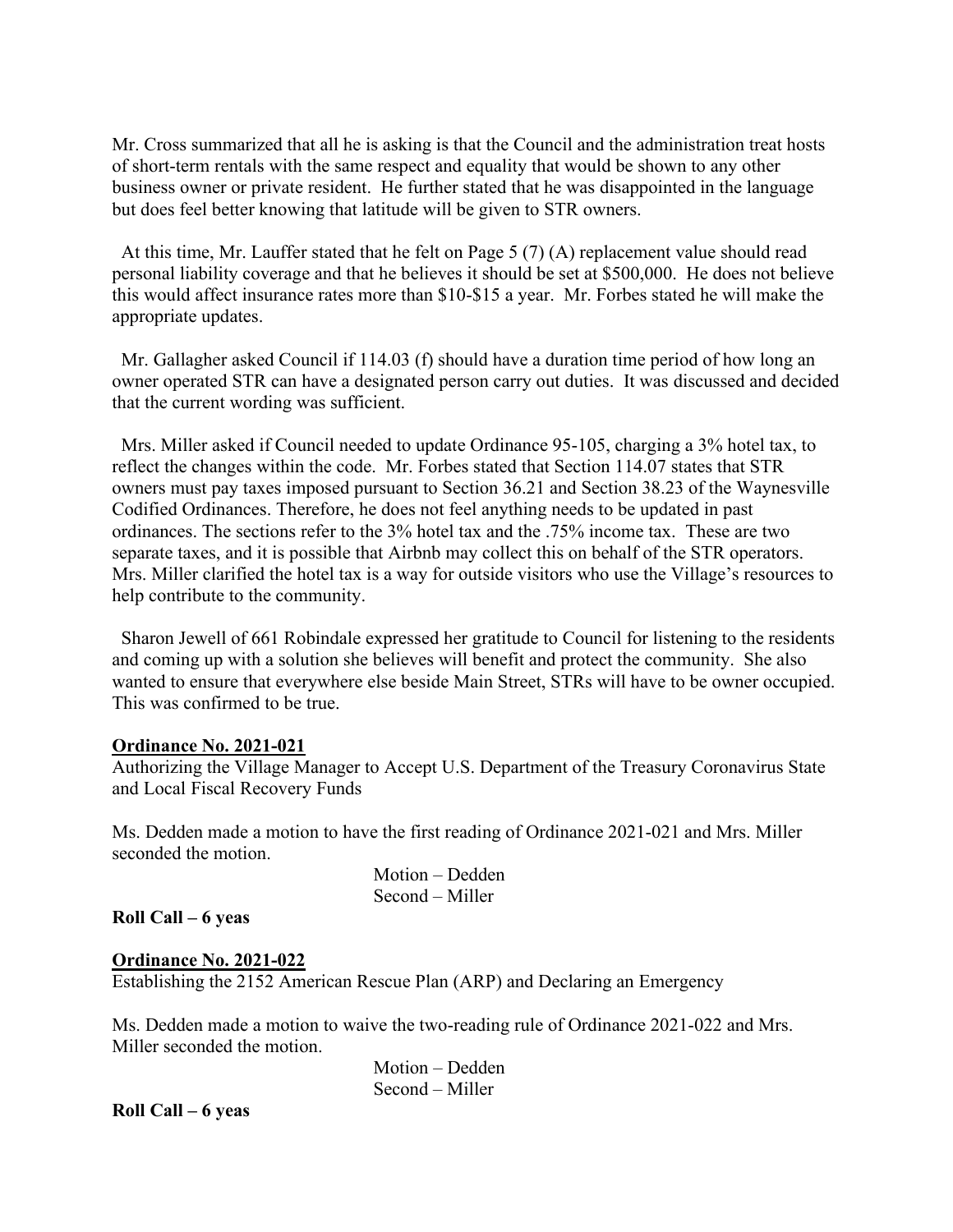Mr. Cross summarized that all he is asking is that the Council and the administration treat hosts of short-term rentals with the same respect and equality that would be shown to any other business owner or private resident. He further stated that he was disappointed in the language but does feel better knowing that latitude will be given to STR owners.

At this time, Mr. Lauffer stated that he felt on Page 5 (7) (A) replacement value should read personal liability coverage and that he believes it should be set at $500,000. He does not believe this would affect insurance rates more than $10-$15 a year. Mr. Forbes stated he will make the appropriate updates.

Mr. Gallagher asked Council if 114.03 (f) should have a duration time period of how long an owner operated STR can have a designated person carry out duties. It was discussed and decided that the current wording was sufficient.

Mrs. Miller asked if Council needed to update Ordinance 95-105, charging a 3% hotel tax, to reflect the changes within the code. Mr. Forbes stated that Section 114.07 states that STR owners must pay taxes imposed pursuant to Section 36.21 and Section 38.23 of the Waynesville Codified Ordinances. Therefore, he does not feel anything needs to be updated in past ordinances. The sections refer to the 3% hotel tax and the .75% income tax. These are two separate taxes, and it is possible that Airbnb may collect this on behalf of the STR operators. Mrs. Miller clarified the hotel tax is a way for outside visitors who use the Village's resources to help contribute to the community.

Sharon Jewell of 661 Robindale expressed her gratitude to Council for listening to the residents and coming up with a solution she believes will benefit and protect the community. She also wanted to ensure that everywhere else beside Main Street, STRs will have to be owner occupied. This was confirmed to be true.

**Ordinance No. 2021-021**

Authorizing the Village Manager to Accept U.S. Department of the Treasury Coronavirus State and Local Fiscal Recovery Funds

Ms. Dedden made a motion to have the first reading of Ordinance 2021-021 and Mrs. Miller seconded the motion.

Motion – Dedden
Second – Miller

**Roll Call – 6 yeas**

**Ordinance No. 2021-022**

Establishing the 2152 American Rescue Plan (ARP) and Declaring an Emergency

Ms. Dedden made a motion to waive the two-reading rule of Ordinance 2021-022 and Mrs. Miller seconded the motion.

Motion – Dedden
Second – Miller

**Roll Call – 6 yeas**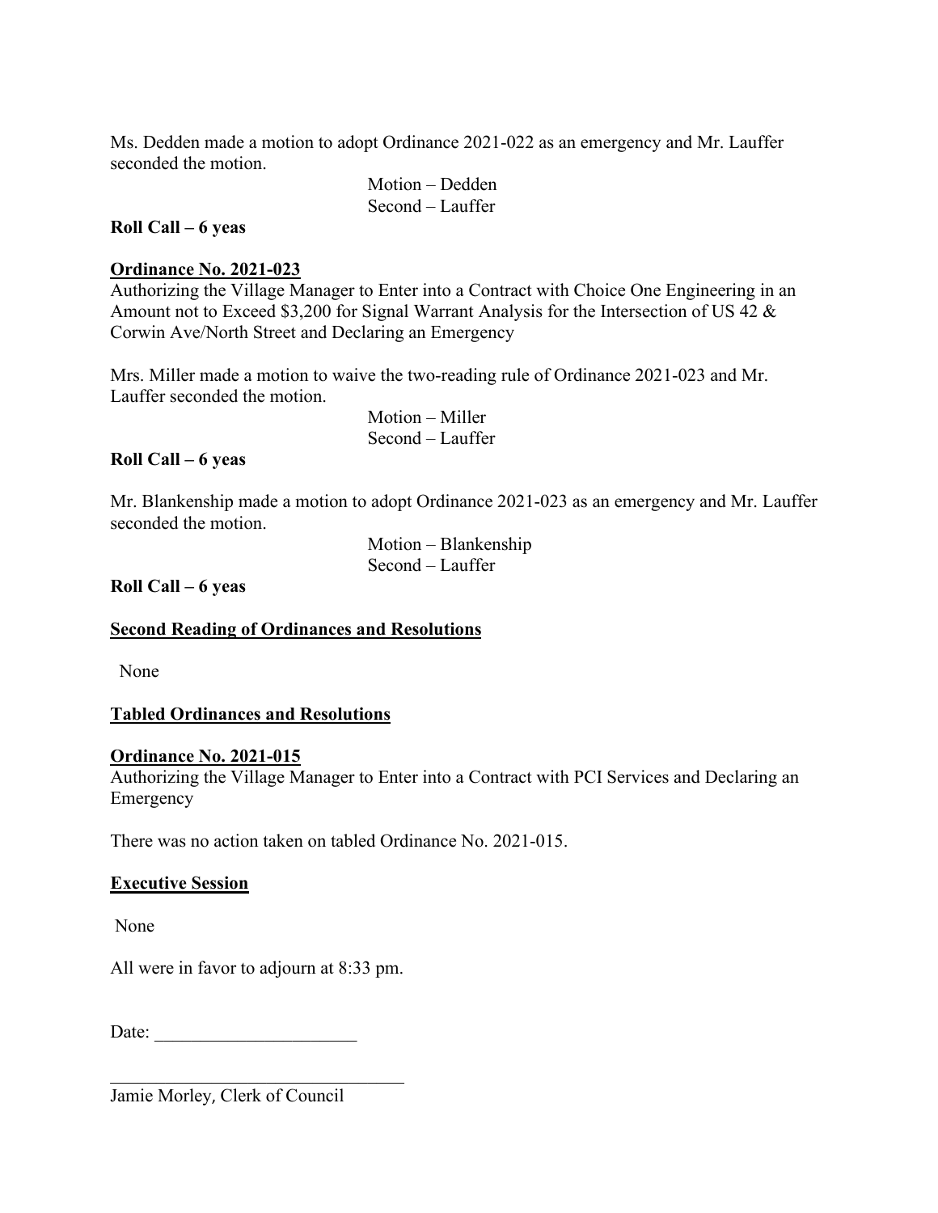Ms. Dedden made a motion to adopt Ordinance 2021-022 as an emergency and Mr. Lauffer seconded the motion.

Motion – Dedden
Second – Lauffer

**Roll Call – 6 yeas**

**Ordinance No. 2021-023**

Authorizing the Village Manager to Enter into a Contract with Choice One Engineering in an Amount not to Exceed $3,200 for Signal Warrant Analysis for the Intersection of US 42 & Corwin Ave/North Street and Declaring an Emergency

Mrs. Miller made a motion to waive the two-reading rule of Ordinance 2021-023 and Mr. Lauffer seconded the motion.

Motion – Miller
Second – Lauffer

**Roll Call – 6 yeas**

Mr. Blankenship made a motion to adopt Ordinance 2021-023 as an emergency and Mr. Lauffer seconded the motion.

Motion – Blankenship
Second – Lauffer

**Roll Call – 6 yeas**

**Second Reading of Ordinances and Resolutions**

None

**Tabled Ordinances and Resolutions**

**Ordinance No. 2021-015**

Authorizing the Village Manager to Enter into a Contract with PCI Services and Declaring an Emergency

There was no action taken on tabled Ordinance No. 2021-015.

**Executive Session**

None

All were in favor to adjourn at 8:33 pm.

Date: ______________________

________________________________
Jamie Morley, Clerk of Council